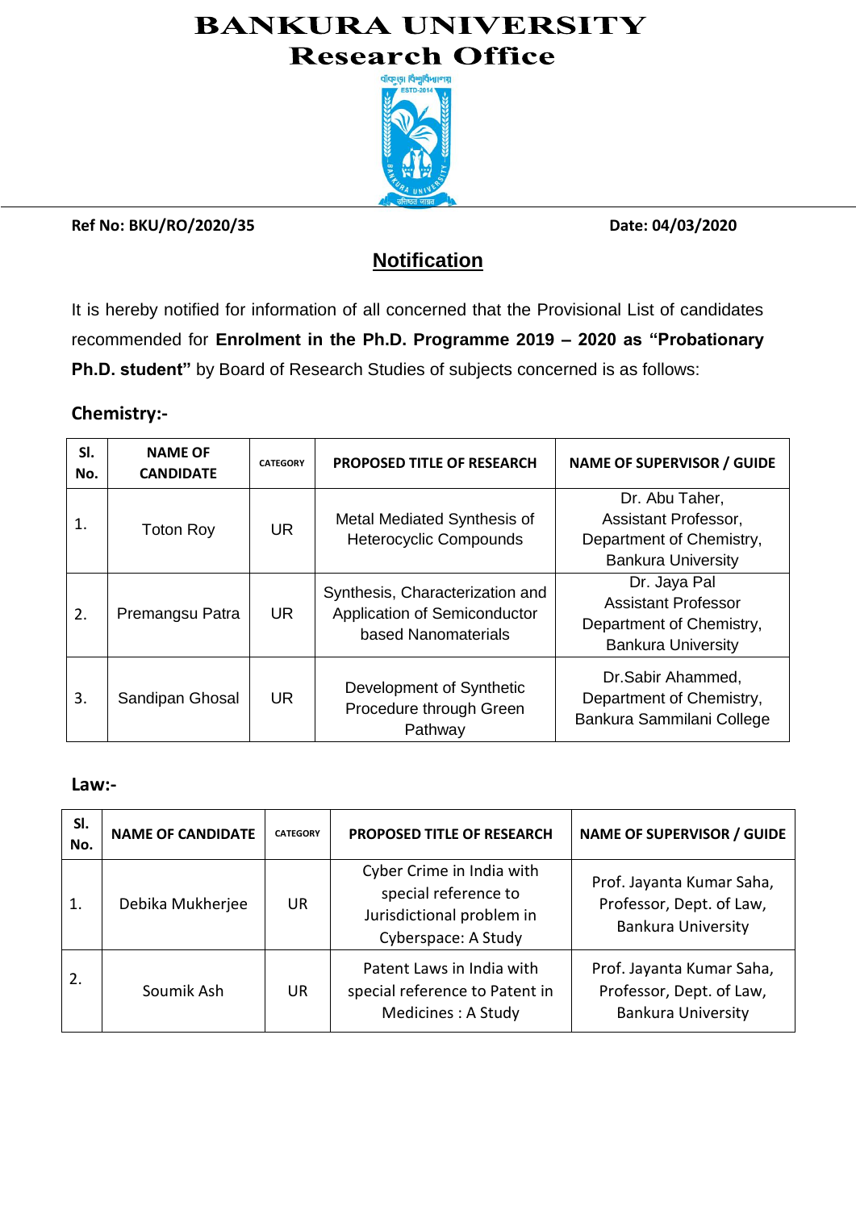# BANKURA UNIVERSITY
## Research Office

**Ref No: BKU/RO/2020/35** **Date: 04/03/2020**

## Notification

It is hereby notified for information of all concerned that the Provisional List of candidates recommended for **Enrolment in the Ph.D. Programme 2019 – 2020 as "Probationary Ph.D. student"** by Board of Research Studies of subjects concerned is as follows:

### Chemistry:-

| Sl. No. | NAME OF CANDIDATE | CATEGORY | PROPOSED TITLE OF RESEARCH | NAME OF SUPERVISOR / GUIDE |
|---|---|---|---|---|
| 1. | Toton Roy | UR | Metal Mediated Synthesis of Heterocyclic Compounds | Dr. Abu Taher, Assistant Professor, Department of Chemistry, Bankura University |
| 2. | Premangsu Patra | UR | Synthesis, Characterization and Application of Semiconductor based Nanomaterials | Dr. Jaya Pal Assistant Professor Department of Chemistry, Bankura University |
| 3. | Sandipan Ghosal | UR | Development of Synthetic Procedure through Green Pathway | Dr.Sabir Ahammed, Department of Chemistry, Bankura Sammilani College |

### Law:-

| Sl. No. | NAME OF CANDIDATE | CATEGORY | PROPOSED TITLE OF RESEARCH | NAME OF SUPERVISOR / GUIDE |
|---|---|---|---|---|
| 1. | Debika Mukherjee | UR | Cyber Crime in India with special reference to Jurisdictional problem in Cyberspace: A Study | Prof. Jayanta Kumar Saha, Professor, Dept. of Law, Bankura University |
| 2. | Soumik Ash | UR | Patent Laws in India with special reference to Patent in Medicines : A Study | Prof. Jayanta Kumar Saha, Professor, Dept. of Law, Bankura University |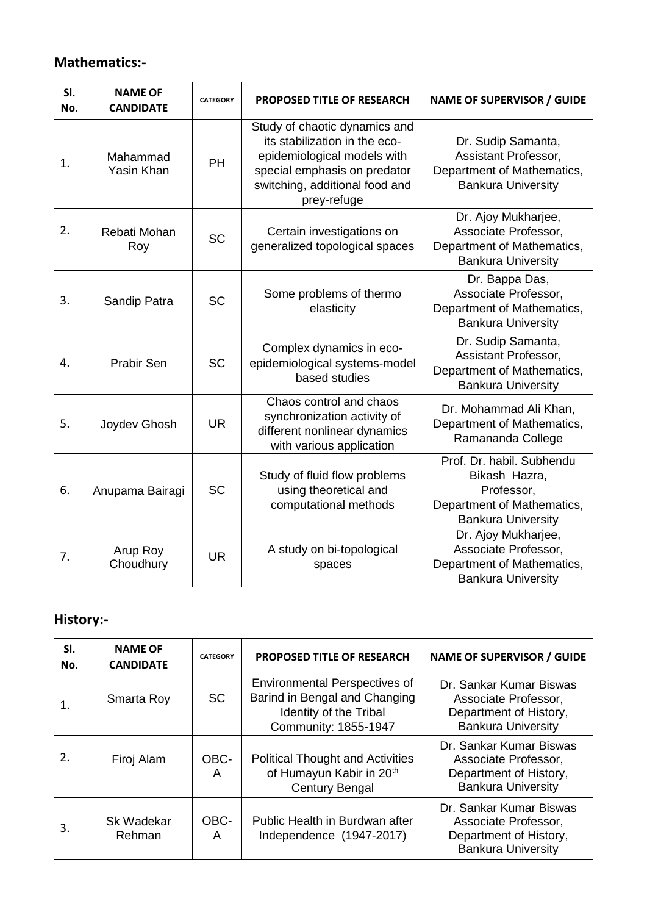## Mathematics:-

| Sl. No. | NAME OF CANDIDATE | CATEGORY | PROPOSED TITLE OF RESEARCH | NAME OF SUPERVISOR / GUIDE |
|---|---|---|---|---|
| 1. | Mahammad Yasin Khan | PH | Study of chaotic dynamics and its stabilization in the eco-epidemiological models with special emphasis on predator switching, additional food and prey-refuge | Dr. Sudip Samanta, Assistant Professor, Department of Mathematics, Bankura University |
| 2. | Rebati Mohan Roy | SC | Certain investigations on generalized topological spaces | Dr. Ajoy Mukharjee, Associate Professor, Department of Mathematics, Bankura University |
| 3. | Sandip Patra | SC | Some problems of thermo elasticity | Dr. Bappa Das, Associate Professor, Department of Mathematics, Bankura University |
| 4. | Prabir Sen | SC | Complex dynamics in eco-epidemiological systems-model based studies | Dr. Sudip Samanta, Assistant Professor, Department of Mathematics, Bankura University |
| 5. | Joydev Ghosh | UR | Chaos control and chaos synchronization activity of different nonlinear dynamics with various application | Dr. Mohammad Ali Khan, Department of Mathematics, Ramananda College |
| 6. | Anupama Bairagi | SC | Study of fluid flow problems using theoretical and computational methods | Prof. Dr. habil. Subhendu Bikash Hazra, Professor, Department of Mathematics, Bankura University |
| 7. | Arup Roy Choudhury | UR | A study on bi-topological spaces | Dr. Ajoy Mukharjee, Associate Professor, Department of Mathematics, Bankura University |

## History:-

| Sl. No. | NAME OF CANDIDATE | CATEGORY | PROPOSED TITLE OF RESEARCH | NAME OF SUPERVISOR / GUIDE |
|---|---|---|---|---|
| 1. | Smarta Roy | SC | Environmental Perspectives of Barind in Bengal and Changing Identity of the Tribal Community: 1855-1947 | Dr. Sankar Kumar Biswas Associate Professor, Department of History, Bankura University |
| 2. | Firoj Alam | OBC-A | Political Thought and Activities of Humayun Kabir in 20th Century Bengal | Dr. Sankar Kumar Biswas Associate Professor, Department of History, Bankura University |
| 3. | Sk Wadekar Rehman | OBC-A | Public Health in Burdwan after Independence (1947-2017) | Dr. Sankar Kumar Biswas Associate Professor, Department of History, Bankura University |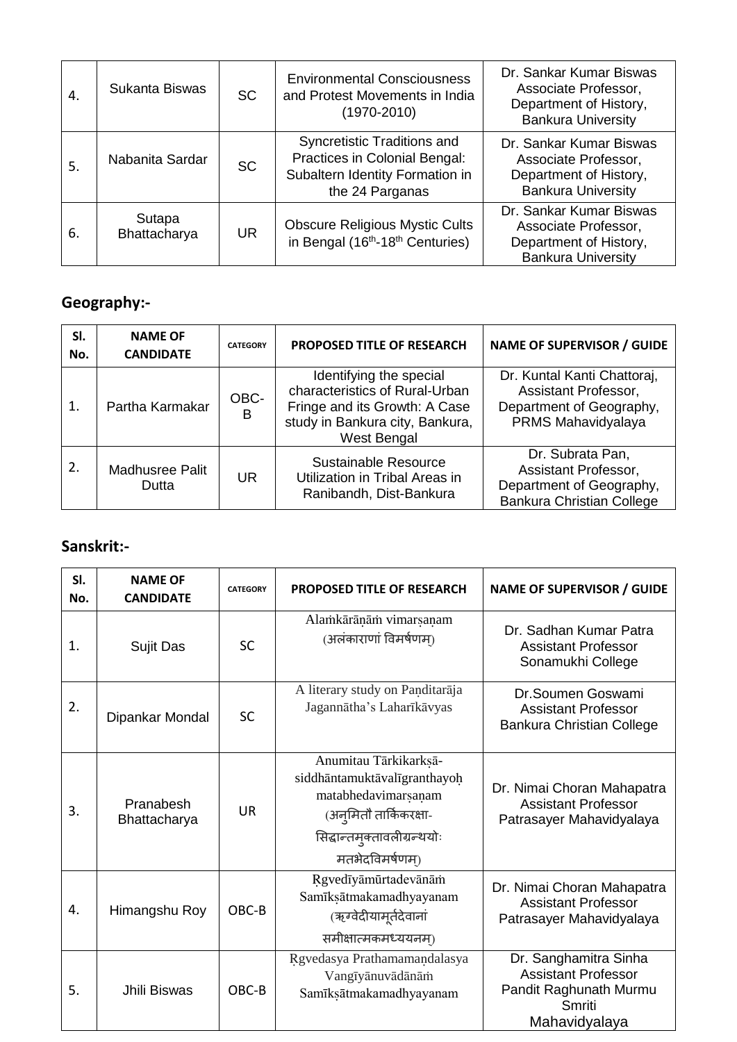| 4. | Sukanta Biswas | SC | Environmental Consciousness and Protest Movements in India (1970-2010) | Dr. Sankar Kumar Biswas Associate Professor, Department of History, Bankura University |
|---|---|---|---|---|
| 5. | Nabanita Sardar | SC | Syncretistic Traditions and Practices in Colonial Bengal: Subaltern Identity Formation in the 24 Parganas | Dr. Sankar Kumar Biswas Associate Professor, Department of History, Bankura University |
| 6. | Sutapa Bhattacharya | UR | Obscure Religious Mystic Cults in Bengal (16th-18th Centuries) | Dr. Sankar Kumar Biswas Associate Professor, Department of History, Bankura University |

## Geography:-

| Sl. No. | NAME OF CANDIDATE | CATEGORY | PROPOSED TITLE OF RESEARCH | NAME OF SUPERVISOR / GUIDE |
|---|---|---|---|---|
| 1. | Partha Karmakar | OBC-B | Identifying the special characteristics of Rural-Urban Fringe and its Growth: A Case study in Bankura city, Bankura, West Bengal | Dr. Kuntal Kanti Chattoraj, Assistant Professor, Department of Geography, PRMS Mahavidyalaya |
| 2. | Madhusree Palit Dutta | UR | Sustainable Resource Utilization in Tribal Areas in Ranibandh, Dist-Bankura | Dr. Subrata Pan, Assistant Professor, Department of Geography, Bankura Christian College |

## Sanskrit:-

| Sl. No. | NAME OF CANDIDATE | CATEGORY | PROPOSED TITLE OF RESEARCH | NAME OF SUPERVISOR / GUIDE |
|---|---|---|---|---|
| 1. | Sujit Das | SC | Alaṁkārāṇāṁ vimarṣaṇam (अलंकाराणां विमर्षणम्) | Dr. Sadhan Kumar Patra Assistant Professor Sonamukhi College |
| 2. | Dipankar Mondal | SC | A literary study on Paṇditarāja Jagannātha's Laharīkāvyas | Dr.Soumen Goswami Assistant Professor Bankura Christian College |
| 3. | Pranabesh Bhattacharya | UR | Anumitau Tārkikarkṣā-siddhāntamuktāvalīgranthayoḥ matabhedavimarṣaṇam (अनुमितौ तार्किकरक्षा-सिद्धान्तमुक्तावलीग्रन्थयोः मतभेदविमर्षणम्) | Dr. Nimai Choran Mahapatra Assistant Professor Patrasayer Mahavidyalaya |
| 4. | Himangshu Roy | OBC-B | Ṛgvedīyāmūrtadevānāṁ Samīkṣātmakamadhyayanam (ऋग्वेदीयामूर्तदेवानां समीक्षात्मकमध्ययनम्) | Dr. Nimai Choran Mahapatra Assistant Professor Patrasayer Mahavidyalaya |
| 5. | Jhili Biswas | OBC-B | Ṛgvedasya Prathamamaṇdalasya Vangīyānuvādānāṁ Samīkṣātmakamadhyayanam | Dr. Sanghamitra Sinha Assistant Professor Pandit Raghunath Murmu Smriti Mahavidyalaya |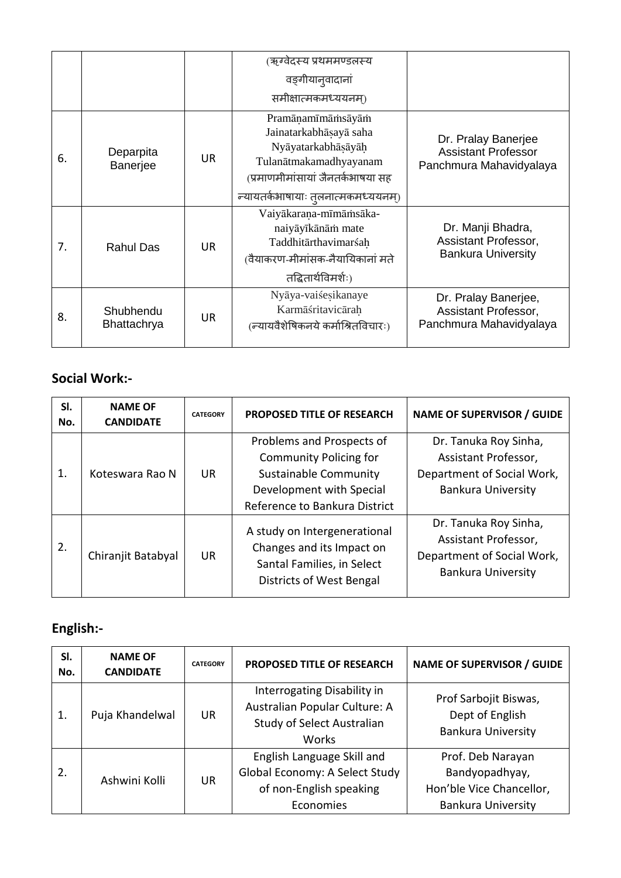| | | | (ऋग्वेदस्य प्रथममण्डलस्य वङ्गीयानुवादानां समीक्षात्मकमध्ययनम्) | |
|---|---|---|---|---|
| 6. | Deparpita Banerjee | UR | Pramāṇamīmāṁsāyāṁ Jainatarkabhāṣayā saha Nyāyatarkabhāṣāyāḥ Tulanātmakamadhyayanam (प्रमाणमीमांसायां जैनतर्कभाषया सह न्यायतर्कभाषायाः तुलनात्मकमध्ययनम्) | Dr. Pralay Banerjee Assistant Professor Panchmura Mahavidyalaya |
| 7. | Rahul Das | UR | Vaiyākaraṇa-mīmāṁsāka-naiyāyīkānāṁ mate Taddhitārthavimarśaḥ (वैयाकरण-मीमांसक-नैयायिकानां मते तद्धितार्थविमर्शः) | Dr. Manji Bhadra, Assistant Professor, Bankura University |
| 8. | Shubhendu Bhattachrya | UR | Nyāya-vaiśeṣikanaye Karmāśritavicāraḥ (न्यायवैशेषिकनये कर्माश्रितविचारः) | Dr. Pralay Banerjee, Assistant Professor, Panchmura Mahavidyalaya |

## Social Work:-

| Sl. No. | NAME OF CANDIDATE | CATEGORY | PROPOSED TITLE OF RESEARCH | NAME OF SUPERVISOR / GUIDE |
|---|---|---|---|---|
| 1. | Koteswara Rao N | UR | Problems and Prospects of Community Policing for Sustainable Community Development with Special Reference to Bankura District | Dr. Tanuka Roy Sinha, Assistant Professor, Department of Social Work, Bankura University |
| 2. | Chiranjit Batabyal | UR | A study on Intergenerational Changes and its Impact on Santal Families, in Select Districts of West Bengal | Dr. Tanuka Roy Sinha, Assistant Professor, Department of Social Work, Bankura University |

## English:-

| Sl. No. | NAME OF CANDIDATE | CATEGORY | PROPOSED TITLE OF RESEARCH | NAME OF SUPERVISOR / GUIDE |
|---|---|---|---|---|
| 1. | Puja Khandelwal | UR | Interrogating Disability in Australian Popular Culture: A Study of Select Australian Works | Prof Sarbojit Biswas, Dept of English Bankura University |
| 2. | Ashwini Kolli | UR | English Language Skill and Global Economy: A Select Study of non-English speaking Economies | Prof. Deb Narayan Bandyopadhyay, Hon'ble Vice Chancellor, Bankura University |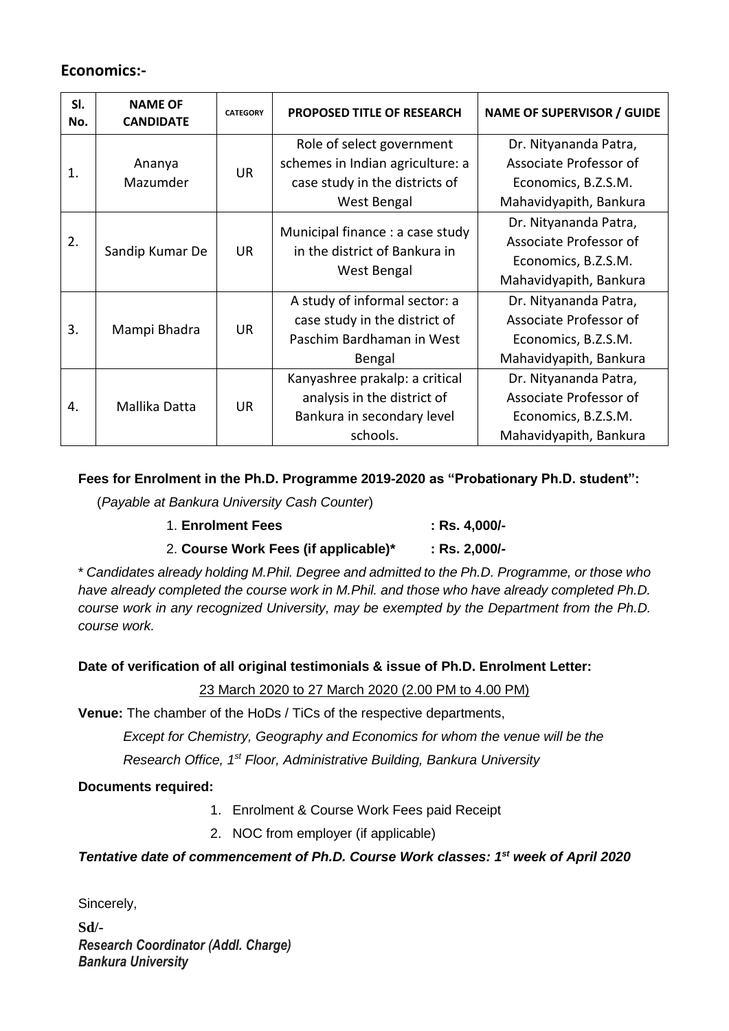## Economics:-

| Sl. No. | NAME OF CANDIDATE | CATEGORY | PROPOSED TITLE OF RESEARCH | NAME OF SUPERVISOR / GUIDE |
|---|---|---|---|---|
| 1. | Ananya Mazumder | UR | Role of select government schemes in Indian agriculture: a case study in the districts of West Bengal | Dr. Nityananda Patra, Associate Professor of Economics, B.Z.S.M. Mahavidyapith, Bankura |
| 2. | Sandip Kumar De | UR | Municipal finance : a case study in the district of Bankura in West Bengal | Dr. Nityananda Patra, Associate Professor of Economics, B.Z.S.M. Mahavidyapith, Bankura |
| 3. | Mampi Bhadra | UR | A study of informal sector: a case study in the district of Paschim Bardhaman in West Bengal | Dr. Nityananda Patra, Associate Professor of Economics, B.Z.S.M. Mahavidyapith, Bankura |
| 4. | Mallika Datta | UR | Kanyashree prakalp: a critical analysis in the district of Bankura in secondary level schools. | Dr. Nityananda Patra, Associate Professor of Economics, B.Z.S.M. Mahavidyapith, Bankura |

**Fees for Enrolment in the Ph.D. Programme 2019-2020 as "Probationary Ph.D. student":**

(*Payable at Bankura University Cash Counter*)

1. **Enrolment Fees** **: Rs. 4,000/-**
2. **Course Work Fees (if applicable)*** **: Rs. 2,000/-**

* *Candidates already holding M.Phil. Degree and admitted to the Ph.D. Programme, or those who have already completed the course work in M.Phil. and those who have already completed Ph.D. course work in any recognized University, may be exempted by the Department from the Ph.D. course work.*

**Date of verification of all original testimonials & issue of Ph.D. Enrolment Letter:**

23 March 2020 to 27 March 2020 (2.00 PM to 4.00 PM)

**Venue:** The chamber of the HoDs / TiCs of the respective departments,

*Except for Chemistry, Geography and Economics for whom the venue will be the Research Office, 1st Floor, Administrative Building, Bankura University*

**Documents required:**

1. Enrolment & Course Work Fees paid Receipt
2. NOC from employer (if applicable)

***Tentative date of commencement of Ph.D. Course Work classes: 1st week of April 2020***

Sincerely,

**Sd/-**
***Research Coordinator (Addl. Charge)***
***Bankura University***